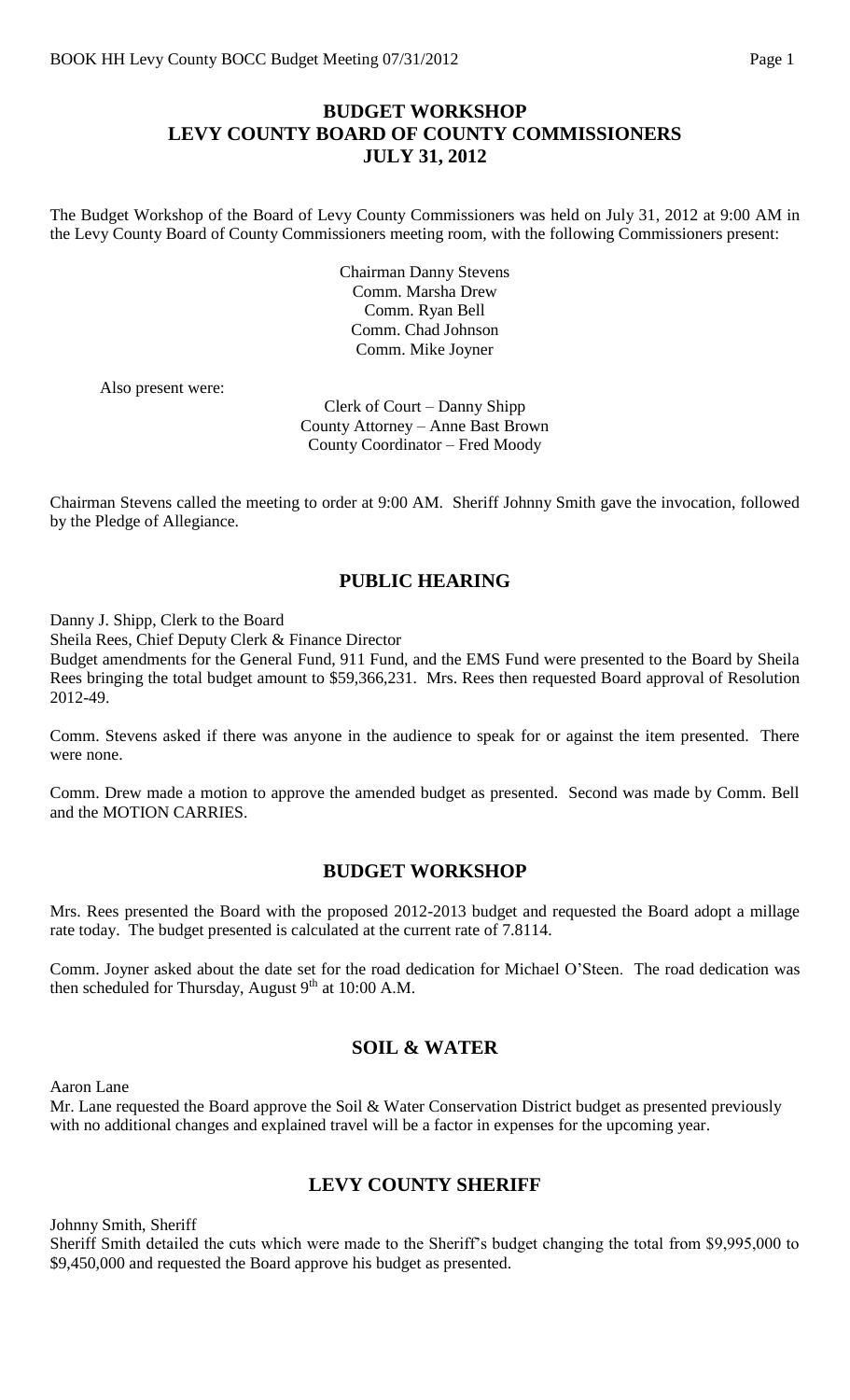# BUDGET WORKSHOP
# LEVY COUNTY BOARD OF COUNTY COMMISSIONERS
# JULY 31, 2012

The Budget Workshop of the Board of Levy County Commissioners was held on July 31, 2012 at 9:00 AM in the Levy County Board of County Commissioners meeting room, with the following Commissioners present:

Chairman Danny Stevens
Comm. Marsha Drew
Comm. Ryan Bell
Comm. Chad Johnson
Comm. Mike Joyner

Also present were:

Clerk of Court – Danny Shipp
County Attorney – Anne Bast Brown
County Coordinator – Fred Moody

Chairman Stevens called the meeting to order at 9:00 AM. Sheriff Johnny Smith gave the invocation, followed by the Pledge of Allegiance.

## PUBLIC HEARING

Danny J. Shipp, Clerk to the Board
Sheila Rees, Chief Deputy Clerk & Finance Director
Budget amendments for the General Fund, 911 Fund, and the EMS Fund were presented to the Board by Sheila Rees bringing the total budget amount to $59,366,231. Mrs. Rees then requested Board approval of Resolution 2012-49.

Comm. Stevens asked if there was anyone in the audience to speak for or against the item presented. There were none.

Comm. Drew made a motion to approve the amended budget as presented. Second was made by Comm. Bell and the MOTION CARRIES.

## BUDGET WORKSHOP

Mrs. Rees presented the Board with the proposed 2012-2013 budget and requested the Board adopt a millage rate today. The budget presented is calculated at the current rate of 7.8114.

Comm. Joyner asked about the date set for the road dedication for Michael O'Steen. The road dedication was then scheduled for Thursday, August 9th at 10:00 A.M.

## SOIL & WATER

Aaron Lane
Mr. Lane requested the Board approve the Soil & Water Conservation District budget as presented previously with no additional changes and explained travel will be a factor in expenses for the upcoming year.

## LEVY COUNTY SHERIFF

Johnny Smith, Sheriff
Sheriff Smith detailed the cuts which were made to the Sheriff's budget changing the total from $9,995,000 to $9,450,000 and requested the Board approve his budget as presented.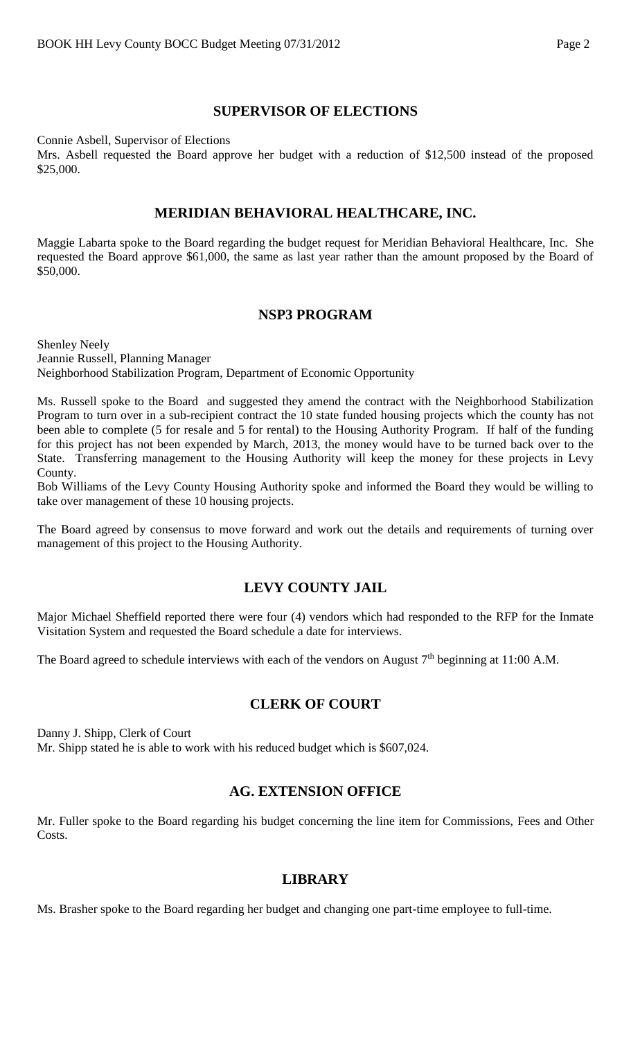## SUPERVISOR OF ELECTIONS

Connie Asbell, Supervisor of Elections
Mrs. Asbell requested the Board approve her budget with a reduction of $12,500 instead of the proposed $25,000.

## MERIDIAN BEHAVIORAL HEALTHCARE, INC.

Maggie Labarta spoke to the Board regarding the budget request for Meridian Behavioral Healthcare, Inc. She requested the Board approve $61,000, the same as last year rather than the amount proposed by the Board of $50,000.

## NSP3 PROGRAM

Shenley Neely
Jeannie Russell, Planning Manager
Neighborhood Stabilization Program, Department of Economic Opportunity

Ms. Russell spoke to the Board and suggested they amend the contract with the Neighborhood Stabilization Program to turn over in a sub-recipient contract the 10 state funded housing projects which the county has not been able to complete (5 for resale and 5 for rental) to the Housing Authority Program. If half of the funding for this project has not been expended by March, 2013, the money would have to be turned back over to the State. Transferring management to the Housing Authority will keep the money for these projects in Levy County.

Bob Williams of the Levy County Housing Authority spoke and informed the Board they would be willing to take over management of these 10 housing projects.

The Board agreed by consensus to move forward and work out the details and requirements of turning over management of this project to the Housing Authority.

## LEVY COUNTY JAIL

Major Michael Sheffield reported there were four (4) vendors which had responded to the RFP for the Inmate Visitation System and requested the Board schedule a date for interviews.

The Board agreed to schedule interviews with each of the vendors on August 7th beginning at 11:00 A.M.

## CLERK OF COURT

Danny J. Shipp, Clerk of Court
Mr. Shipp stated he is able to work with his reduced budget which is $607,024.

## AG. EXTENSION OFFICE

Mr. Fuller spoke to the Board regarding his budget concerning the line item for Commissions, Fees and Other Costs.

## LIBRARY

Ms. Brasher spoke to the Board regarding her budget and changing one part-time employee to full-time.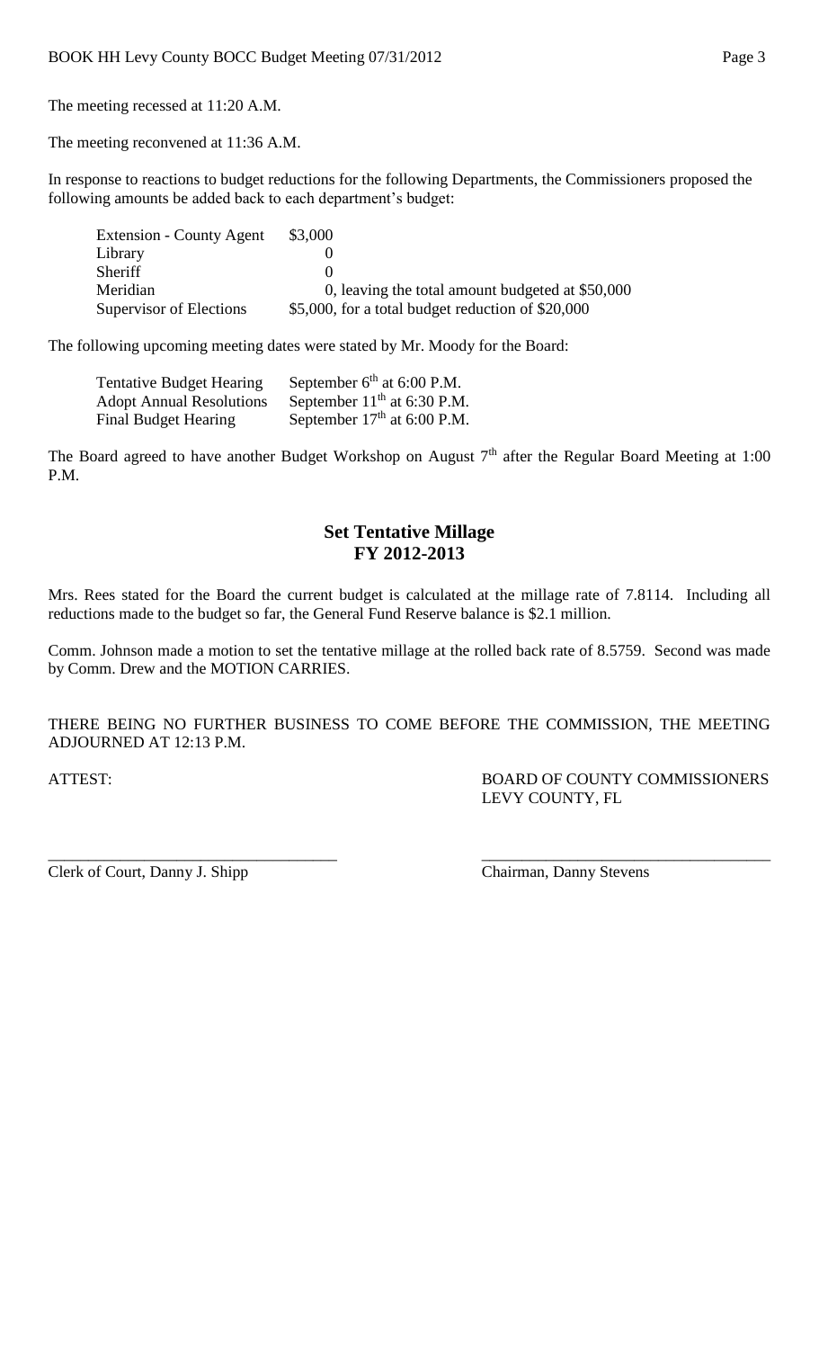The meeting recessed at 11:20 A.M.

The meeting reconvened at 11:36 A.M.

In response to reactions to budget reductions for the following Departments, the Commissioners proposed the following amounts be added back to each department's budget:

| | |
|---|---|
| Extension - County Agent | \$3,000 |
| Library | 0 |
| Sheriff | 0 |
| Meridian | 0, leaving the total amount budgeted at \$50,000 |
| Supervisor of Elections | \$5,000, for a total budget reduction of \$20,000 |

The following upcoming meeting dates were stated by Mr. Moody for the Board:

| | |
|---|---|
| Tentative Budget Hearing | September 6th at 6:00 P.M. |
| Adopt Annual Resolutions | September 11th at 6:30 P.M. |
| Final Budget Hearing | September 17th at 6:00 P.M. |

The Board agreed to have another Budget Workshop on August 7th after the Regular Board Meeting at 1:00 P.M.

## Set Tentative Millage
## FY 2012-2013

Mrs. Rees stated for the Board the current budget is calculated at the millage rate of 7.8114. Including all reductions made to the budget so far, the General Fund Reserve balance is \$2.1 million.

Comm. Johnson made a motion to set the tentative millage at the rolled back rate of 8.5759. Second was made by Comm. Drew and the MOTION CARRIES.

THERE BEING NO FURTHER BUSINESS TO COME BEFORE THE COMMISSION, THE MEETING ADJOURNED AT 12:13 P.M.

ATTEST: BOARD OF COUNTY COMMISSIONERS LEVY COUNTY, FL

\_\_\_\_\_\_\_\_\_\_\_\_\_\_\_\_\_\_\_\_\_\_\_\_\_\_\_\_\_\_\_\_\_\_\_\_
Clerk of Court, Danny J. Shipp

\_\_\_\_\_\_\_\_\_\_\_\_\_\_\_\_\_\_\_\_\_\_\_\_\_\_\_\_\_\_\_\_\_\_\_\_
Chairman, Danny Stevens